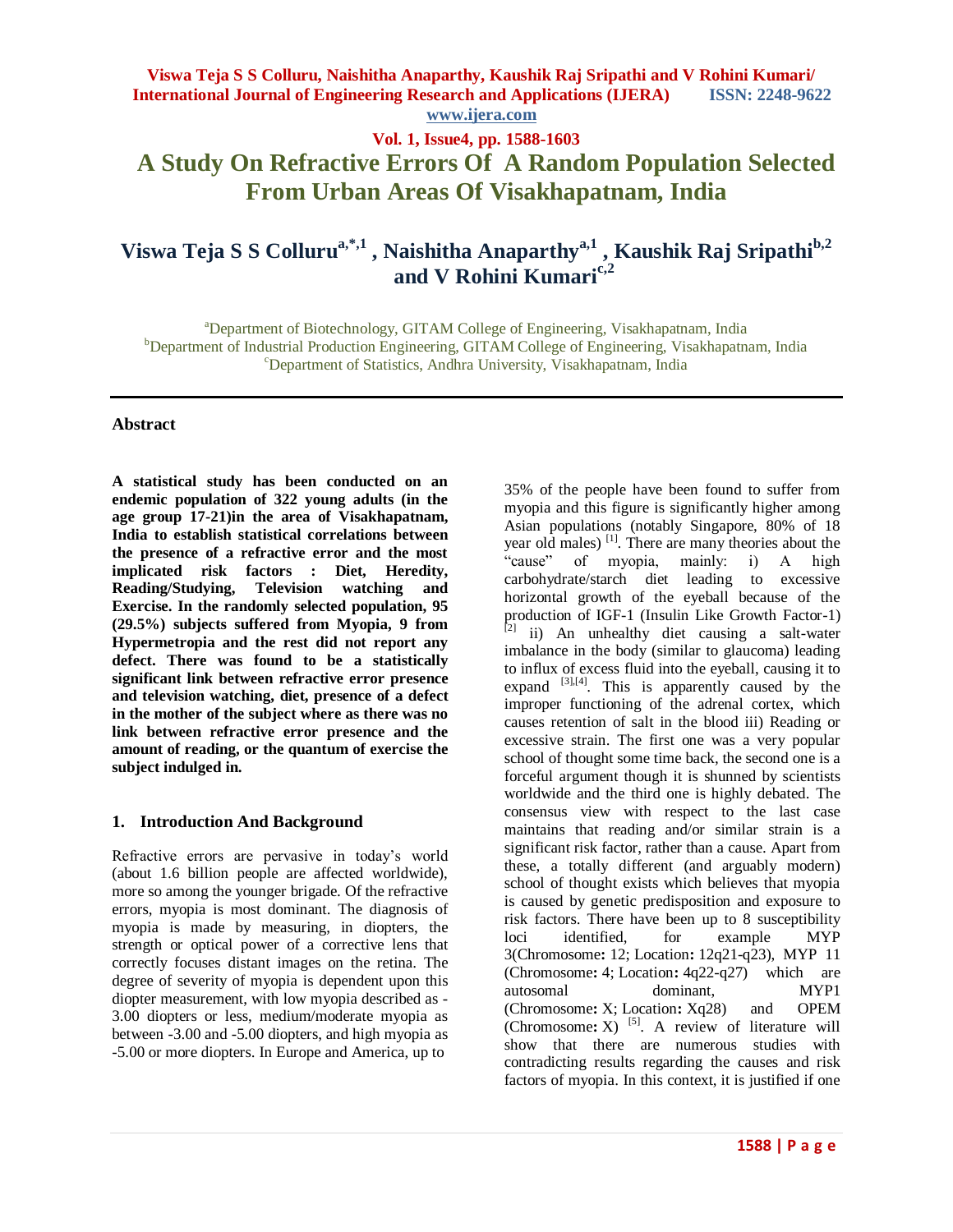# A Study On Refractive Errors Of A Random Population Selected From Urban Areas Of Visakhapatnam, India

**Viswa Teja S S Colluru[a,*,1], Naishitha Anaparthy[a,1], Kaushik Raj Sripathi[b,2] and V Rohini Kumari[c,2]**

[a]Department of Biotechnology, GITAM College of Engineering, Visakhapatnam, India
[b]Department of Industrial Production Engineering, GITAM College of Engineering, Visakhapatnam, India
[c]Department of Statistics, Andhra University, Visakhapatnam, India

## Abstract

**A statistical study has been conducted on an endemic population of 322 young adults (in the age group 17-21)in the area of Visakhapatnam, India to establish statistical correlations between the presence of a refractive error and the most implicated risk factors : Diet, Heredity, Reading/Studying, Television watching and Exercise. In the randomly selected population, 95 (29.5%) subjects suffered from Myopia, 9 from Hypermetropia and the rest did not report any defect. There was found to be a statistically significant link between refractive error presence and television watching, diet, presence of a defect in the mother of the subject where as there was no link between refractive error presence and the amount of reading, or the quantum of exercise the subject indulged in.**

## 1. Introduction And Background

Refractive errors are pervasive in today's world (about 1.6 billion people are affected worldwide), more so among the younger brigade. Of the refractive errors, myopia is most dominant. The diagnosis of myopia is made by measuring, in diopters, the strength or optical power of a corrective lens that correctly focuses distant images on the retina. The degree of severity of myopia is dependent upon this diopter measurement, with low myopia described as -3.00 diopters or less, medium/moderate myopia as between -3.00 and -5.00 diopters, and high myopia as -5.00 or more diopters. In Europe and America, up to 35% of the people have been found to suffer from myopia and this figure is significantly higher among Asian populations (notably Singapore, 80% of 18 year old males) [1]. There are many theories about the "cause" of myopia, mainly: i) A high carbohydrate/starch diet leading to excessive horizontal growth of the eyeball because of the production of IGF-1 (Insulin Like Growth Factor-1) [2] ii) An unhealthy diet causing a salt-water imbalance in the body (similar to glaucoma) leading to influx of excess fluid into the eyeball, causing it to expand [3],[4]. This is apparently caused by the improper functioning of the adrenal cortex, which causes retention of salt in the blood iii) Reading or excessive strain. The first one was a very popular school of thought some time back, the second one is a forceful argument though it is shunned by scientists worldwide and the third one is highly debated. The consensus view with respect to the last case maintains that reading and/or similar strain is a significant risk factor, rather than a cause. Apart from these, a totally different (and arguably modern) school of thought exists which believes that myopia is caused by genetic predisposition and exposure to risk factors. There have been up to 8 susceptibility loci identified, for example MYP 3(Chromosome**:** 12; Location**:** 12q21-q23), MYP 11 (Chromosome**:** 4; Location**:** 4q22-q27) which are autosomal dominant, MYP1 (Chromosome**:** X; Location**:** Xq28) and OPEM (Chromosome**:** X) [5]. A review of literature will show that there are numerous studies with contradicting results regarding the causes and risk factors of myopia. In this context, it is justified if one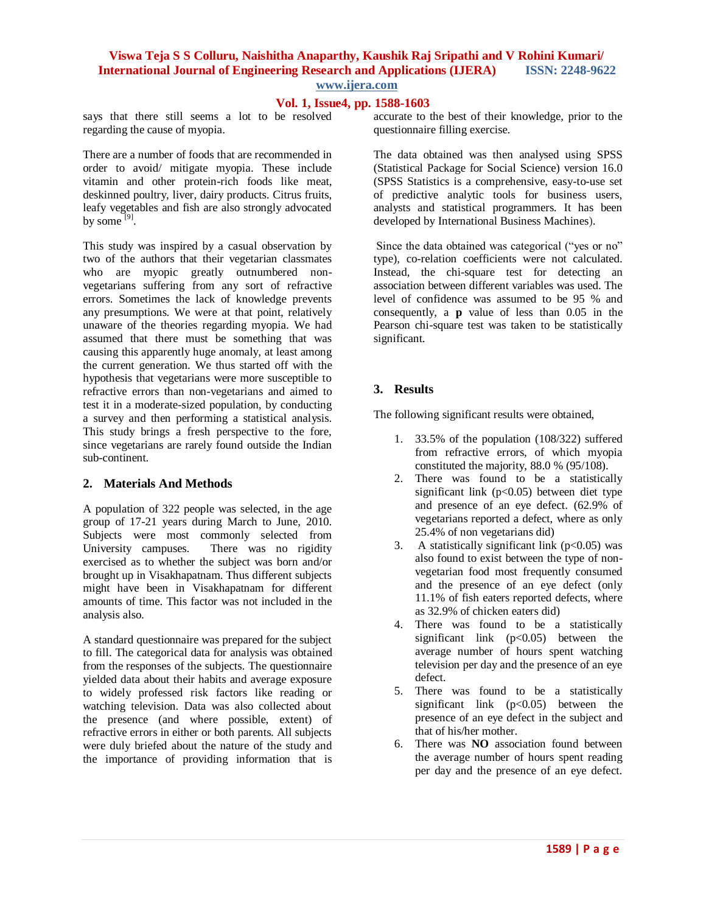says that there still seems a lot to be resolved regarding the cause of myopia.

There are a number of foods that are recommended in order to avoid/ mitigate myopia. These include vitamin and other protein-rich foods like meat, deskinned poultry, liver, dairy products. Citrus fruits, leafy vegetables and fish are also strongly advocated by some [9].

This study was inspired by a casual observation by two of the authors that their vegetarian classmates who are myopic greatly outnumbered non-vegetarians suffering from any sort of refractive errors. Sometimes the lack of knowledge prevents any presumptions. We were at that point, relatively unaware of the theories regarding myopia. We had assumed that there must be something that was causing this apparently huge anomaly, at least among the current generation. We thus started off with the hypothesis that vegetarians were more susceptible to refractive errors than non-vegetarians and aimed to test it in a moderate-sized population, by conducting a survey and then performing a statistical analysis. This study brings a fresh perspective to the fore, since vegetarians are rarely found outside the Indian sub-continent.

## 2. Materials And Methods

A population of 322 people was selected, in the age group of 17-21 years during March to June, 2010. Subjects were most commonly selected from University campuses. There was no rigidity exercised as to whether the subject was born and/or brought up in Visakhapatnam. Thus different subjects might have been in Visakhapatnam for different amounts of time. This factor was not included in the analysis also.

A standard questionnaire was prepared for the subject to fill. The categorical data for analysis was obtained from the responses of the subjects. The questionnaire yielded data about their habits and average exposure to widely professed risk factors like reading or watching television. Data was also collected about the presence (and where possible, extent) of refractive errors in either or both parents. All subjects were duly briefed about the nature of the study and the importance of providing information that is accurate to the best of their knowledge, prior to the questionnaire filling exercise.

The data obtained was then analysed using SPSS (Statistical Package for Social Science) version 16.0 (SPSS Statistics is a comprehensive, easy-to-use set of predictive analytic tools for business users, analysts and statistical programmers. It has been developed by International Business Machines).

Since the data obtained was categorical ("yes or no" type), co-relation coefficients were not calculated. Instead, the chi-square test for detecting an association between different variables was used. The level of confidence was assumed to be 95 % and consequently, a **p** value of less than 0.05 in the Pearson chi-square test was taken to be statistically significant.

## 3. Results

The following significant results were obtained,

1. 33.5% of the population (108/322) suffered from refractive errors, of which myopia constituted the majority, 88.0 % (95/108).
2. There was found to be a statistically significant link ($p<0.05$) between diet type and presence of an eye defect. (62.9% of vegetarians reported a defect, where as only 25.4% of non vegetarians did)
3. A statistically significant link ($p<0.05$) was also found to exist between the type of non-vegetarian food most frequently consumed and the presence of an eye defect (only 11.1% of fish eaters reported defects, where as 32.9% of chicken eaters did)
4. There was found to be a statistically significant link ($p<0.05$) between the average number of hours spent watching television per day and the presence of an eye defect.
5. There was found to be a statistically significant link ($p<0.05$) between the presence of an eye defect in the subject and that of his/her mother.
6. There was **NO** association found between the average number of hours spent reading per day and the presence of an eye defect.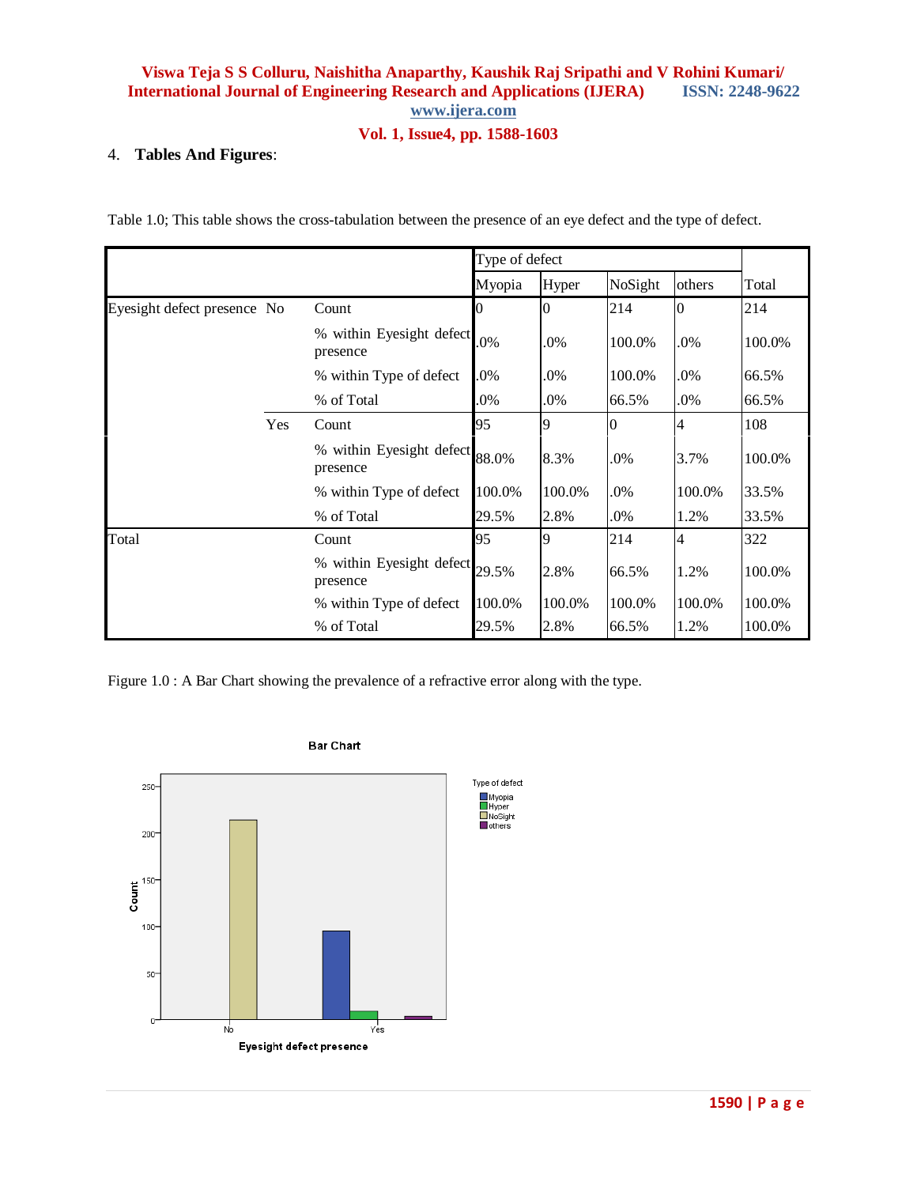4. **Tables And Figures**:

Table 1.0; This table shows the cross-tabulation between the presence of an eye defect and the type of defect.

| | | | Type of defect | | | | |
|---|---|---|---|---|---|---|---|
| | | | Myopia | Hyper | NoSight | others | Total |
| Eyesight defect presence | No | Count | 0 | 0 | 214 | 0 | 214 |
| | | % within Eyesight defect presence | .0% | .0% | 100.0% | .0% | 100.0% |
| | | % within Type of defect | .0% | .0% | 100.0% | .0% | 66.5% |
| | | % of Total | .0% | .0% | 66.5% | .0% | 66.5% |
| | Yes | Count | 95 | 9 | 0 | 4 | 108 |
| | | % within Eyesight defect presence | 88.0% | 8.3% | .0% | 3.7% | 100.0% |
| | | % within Type of defect | 100.0% | 100.0% | .0% | 100.0% | 33.5% |
| | | % of Total | 29.5% | 2.8% | .0% | 1.2% | 33.5% |
| Total | | Count | 95 | 9 | 214 | 4 | 322 |
| | | % within Eyesight defect presence | 29.5% | 2.8% | 66.5% | 1.2% | 100.0% |
| | | % within Type of defect | 100.0% | 100.0% | 100.0% | 100.0% | 100.0% |
| | | % of Total | 29.5% | 2.8% | 66.5% | 1.2% | 100.0% |

Figure 1.0 : A Bar Chart showing the prevalence of a refractive error along with the type.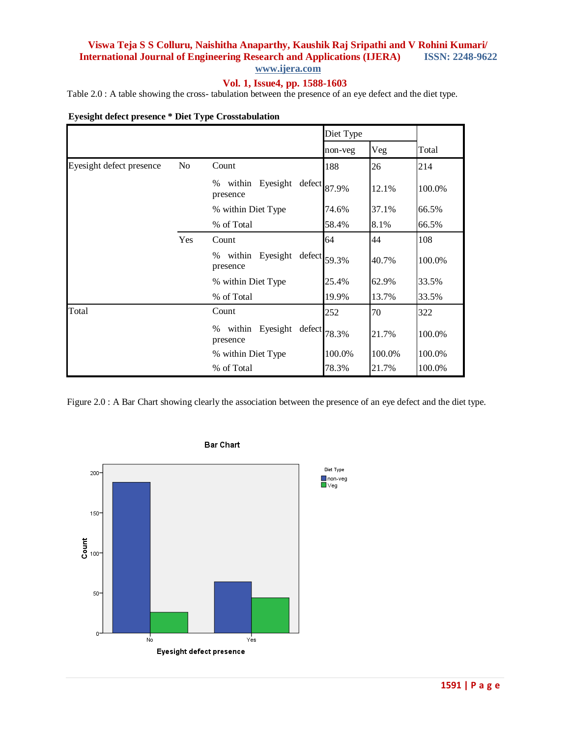Table 2.0 : A table showing the cross- tabulation between the presence of an eye defect and the diet type.

**Eyesight defect presence * Diet Type Crosstabulation**

| | | | Diet Type | | |
|---|---|---|---|---|---|
| | | | non-veg | Veg | Total |
| Eyesight defect presence | No | Count | 188 | 26 | 214 |
| | | % within Eyesight defect presence | 87.9% | 12.1% | 100.0% |
| | | % within Diet Type | 74.6% | 37.1% | 66.5% |
| | | % of Total | 58.4% | 8.1% | 66.5% |
| | Yes | Count | 64 | 44 | 108 |
| | | % within Eyesight defect presence | 59.3% | 40.7% | 100.0% |
| | | % within Diet Type | 25.4% | 62.9% | 33.5% |
| | | % of Total | 19.9% | 13.7% | 33.5% |
| Total | | Count | 252 | 70 | 322 |
| | | % within Eyesight defect presence | 78.3% | 21.7% | 100.0% |
| | | % within Diet Type | 100.0% | 100.0% | 100.0% |
| | | % of Total | 78.3% | 21.7% | 100.0% |

Figure 2.0 : A Bar Chart showing clearly the association between the presence of an eye defect and the diet type.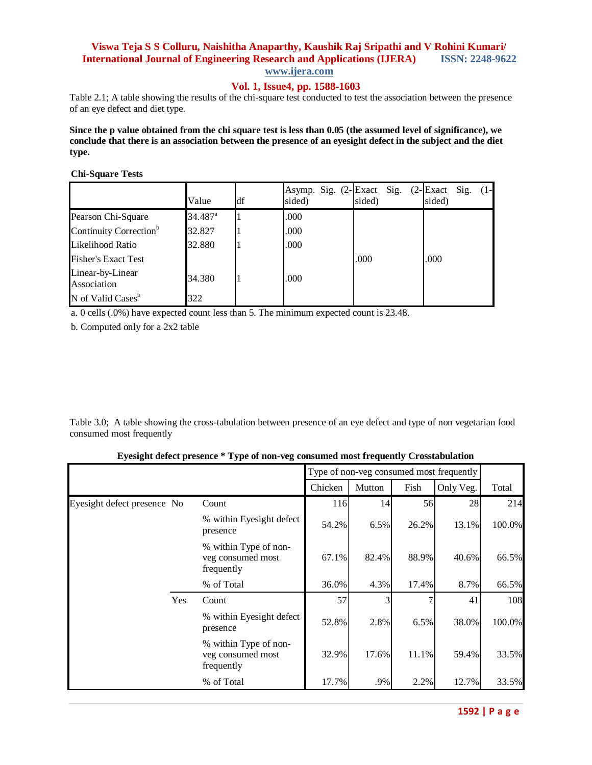Table 2.1; A table showing the results of the chi-square test conducted to test the association between the presence of an eye defect and diet type.

**Since the p value obtained from the chi square test is less than 0.05 (the assumed level of significance), we conclude that there is an association between the presence of an eyesight defect in the subject and the diet type.**

**Chi-Square Tests**

| | Value | df | Asymp. Sig. (2-sided) | Exact Sig. (2-sided) | Exact Sig. (1-sided) |
|---|---|---|---|---|---|
| Pearson Chi-Square | 34.487[a] | 1 | .000 | | |
| Continuity Correction[b] | 32.827 | 1 | .000 | | |
| Likelihood Ratio | 32.880 | 1 | .000 | | |
| Fisher's Exact Test | | | | .000 | .000 |
| Linear-by-Linear Association | 34.380 | 1 | .000 | | |
| N of Valid Cases[b] | 322 | | | | |

a. 0 cells (.0%) have expected count less than 5. The minimum expected count is 23.48.

b. Computed only for a 2x2 table

Table 3.0; A table showing the cross-tabulation between presence of an eye defect and type of non vegetarian food consumed most frequently

**Eyesight defect presence * Type of non-veg consumed most frequently Crosstabulation**

| | | | Type of non-veg consumed most frequently | | | | Total |
|---|---|---|---|---|---|---|---|
| | | | Chicken | Mutton | Fish | Only Veg. | |
| Eyesight defect presence | No | Count | 116 | 14 | 56 | 28 | 214 |
| | | % within Eyesight defect presence | 54.2% | 6.5% | 26.2% | 13.1% | 100.0% |
| | | % within Type of non-veg consumed most frequently | 67.1% | 82.4% | 88.9% | 40.6% | 66.5% |
| | | % of Total | 36.0% | 4.3% | 17.4% | 8.7% | 66.5% |
| | Yes | Count | 57 | 3 | 7 | 41 | 108 |
| | | % within Eyesight defect presence | 52.8% | 2.8% | 6.5% | 38.0% | 100.0% |
| | | % within Type of non-veg consumed most frequently | 32.9% | 17.6% | 11.1% | 59.4% | 33.5% |
| | | % of Total | 17.7% | .9% | 2.2% | 12.7% | 33.5% |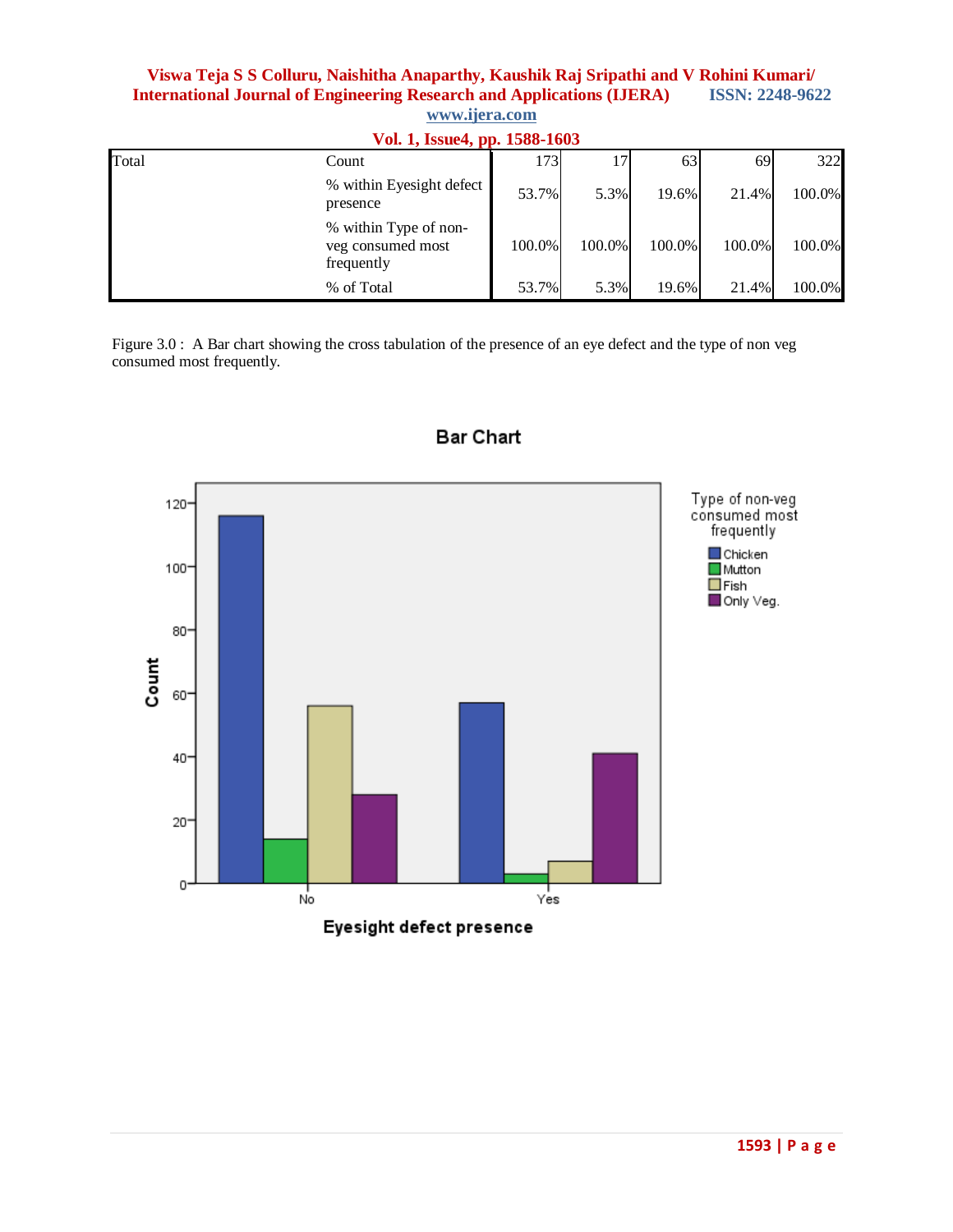| Total | Count | 173 | 17 | 63 | 69 | 322 |
|---|---|---|---|---|---|---|
| | % within Eyesight defect presence | 53.7% | 5.3% | 19.6% | 21.4% | 100.0% |
| | % within Type of non-veg consumed most frequently | 100.0% | 100.0% | 100.0% | 100.0% | 100.0% |
| | % of Total | 53.7% | 5.3% | 19.6% | 21.4% | 100.0% |

Figure 3.0 : A Bar chart showing the cross tabulation of the presence of an eye defect and the type of non veg consumed most frequently.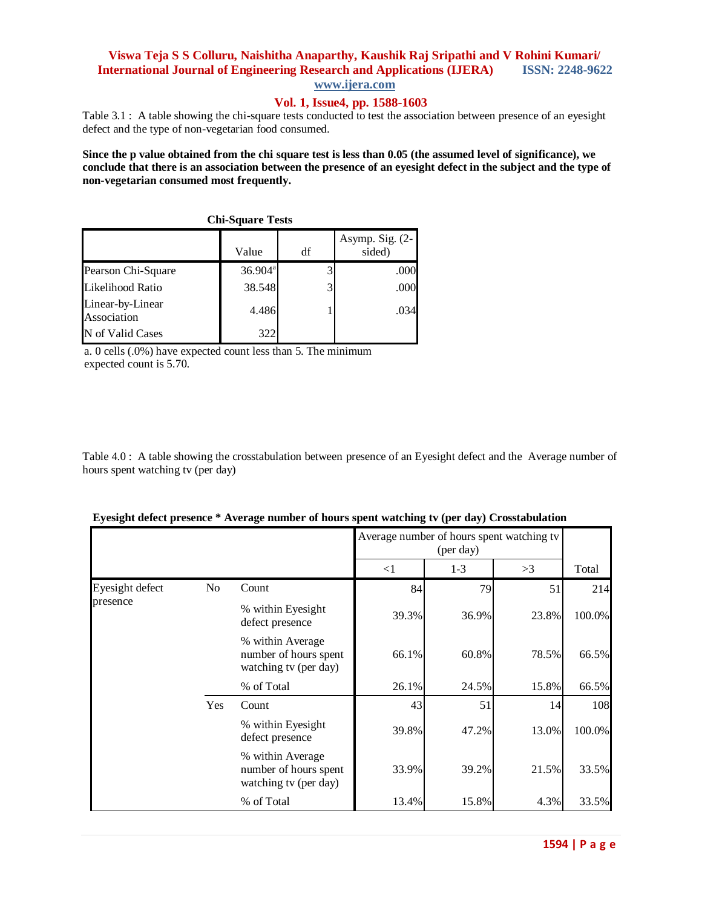Table 3.1 : A table showing the chi-square tests conducted to test the association between presence of an eyesight defect and the type of non-vegetarian food consumed.

**Since the p value obtained from the chi square test is less than 0.05 (the assumed level of significance), we conclude that there is an association between the presence of an eyesight defect in the subject and the type of non-vegetarian consumed most frequently.**

**Chi-Square Tests**

| | Value | df | Asymp. Sig. (2-sided) |
|---|---|---|---|
| Pearson Chi-Square | 36.904[a] | 3 | .000 |
| Likelihood Ratio | 38.548 | 3 | .000 |
| Linear-by-Linear Association | 4.486 | 1 | .034 |
| N of Valid Cases | 322 | | |

a. 0 cells (.0%) have expected count less than 5. The minimum expected count is 5.70.

Table 4.0 : A table showing the crosstabulation between presence of an Eyesight defect and the Average number of hours spent watching tv (per day)

**Eyesight defect presence * Average number of hours spent watching tv (per day) Crosstabulation**

| | | | Average number of hours spent watching tv (per day) | | | |
|---|---|---|---|---|---|---|
| | | | <1 | 1-3 | >3 | Total |
| Eyesight defect presence | No | Count | 84 | 79 | 51 | 214 |
| | | % within Eyesight defect presence | 39.3% | 36.9% | 23.8% | 100.0% |
| | | % within Average number of hours spent watching tv (per day) | 66.1% | 60.8% | 78.5% | 66.5% |
| | | % of Total | 26.1% | 24.5% | 15.8% | 66.5% |
| | Yes | Count | 43 | 51 | 14 | 108 |
| | | % within Eyesight defect presence | 39.8% | 47.2% | 13.0% | 100.0% |
| | | % within Average number of hours spent watching tv (per day) | 33.9% | 39.2% | 21.5% | 33.5% |
| | | % of Total | 13.4% | 15.8% | 4.3% | 33.5% |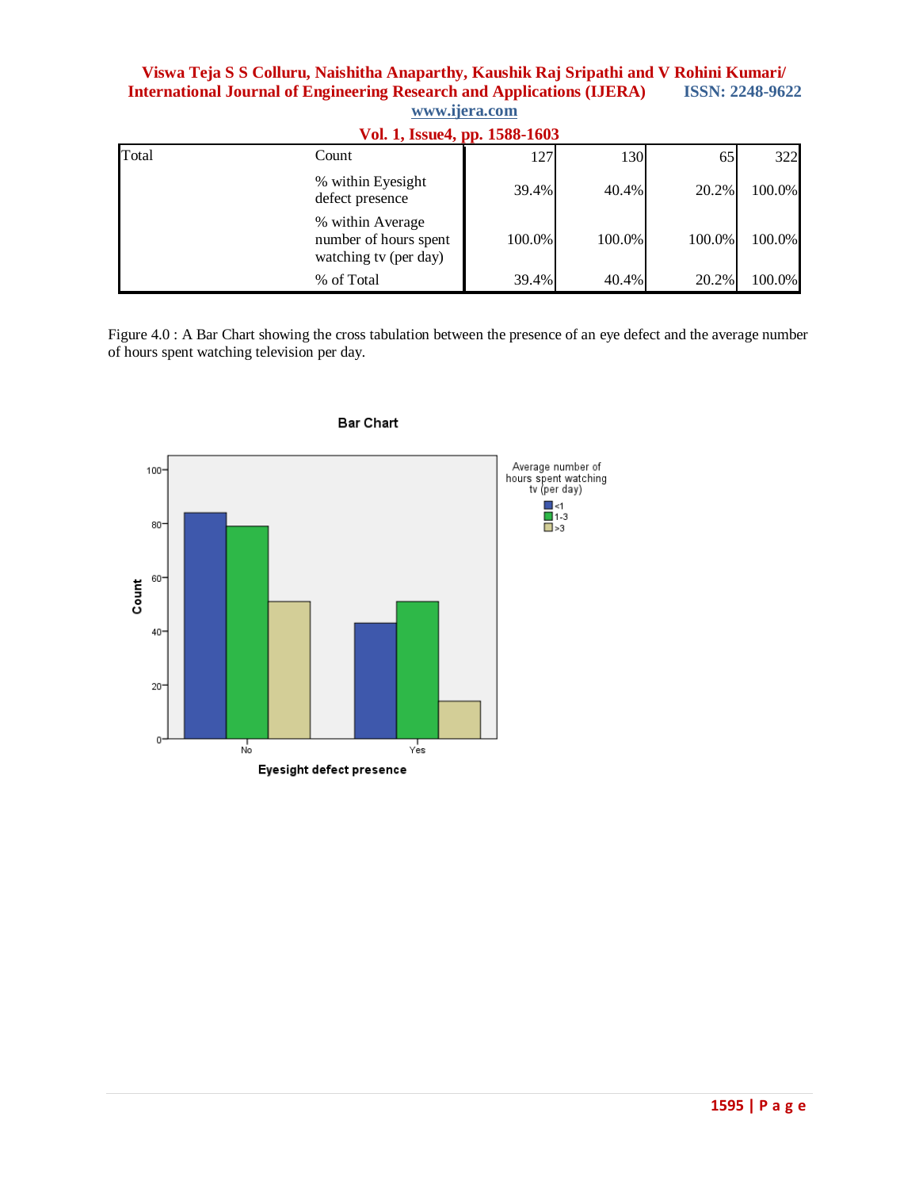| Total | Count | 127 | 130 | 65 | 322 |
|---|---|---|---|---|---|
| | % within Eyesight defect presence | 39.4% | 40.4% | 20.2% | 100.0% |
| | % within Average number of hours spent watching tv (per day) | 100.0% | 100.0% | 100.0% | 100.0% |
| | % of Total | 39.4% | 40.4% | 20.2% | 100.0% |

Figure 4.0 : A Bar Chart showing the cross tabulation between the presence of an eye defect and the average number of hours spent watching television per day.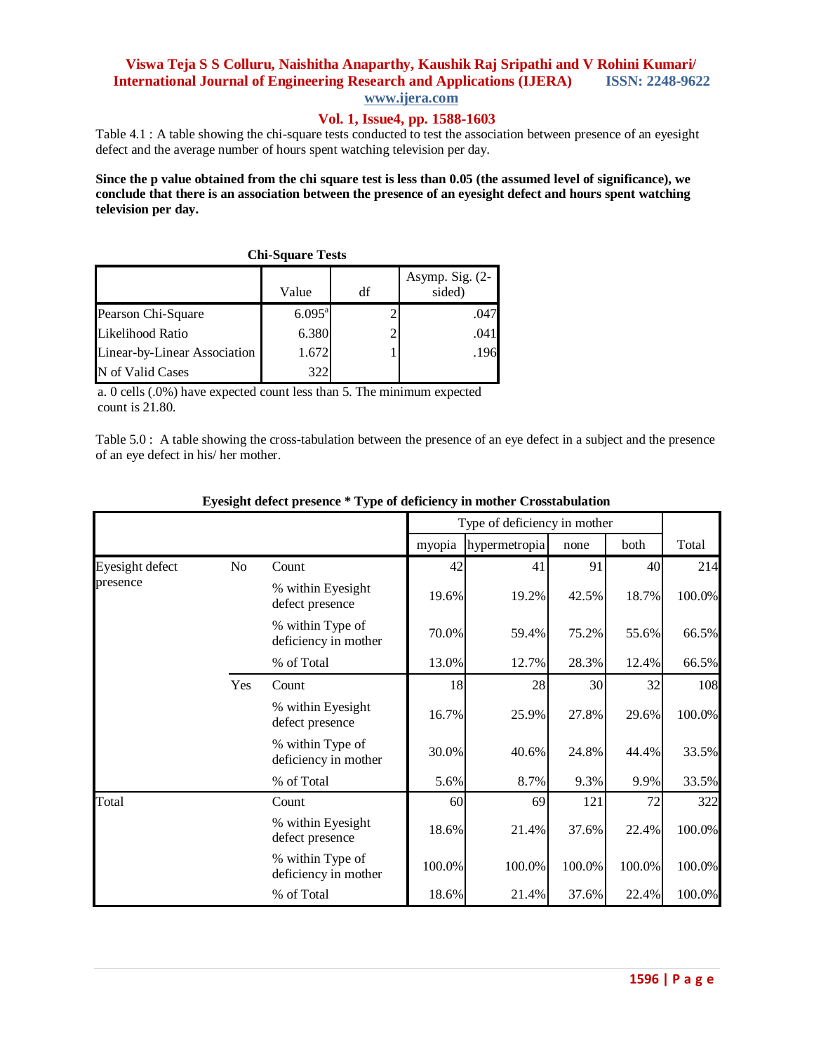Table 4.1 : A table showing the chi-square tests conducted to test the association between presence of an eyesight defect and the average number of hours spent watching television per day.

**Since the p value obtained from the chi square test is less than 0.05 (the assumed level of significance), we conclude that there is an association between the presence of an eyesight defect and hours spent watching television per day.**

**Chi-Square Tests**

| | Value | df | Asymp. Sig. (2-sided) |
|---|---|---|---|
| Pearson Chi-Square | 6.095[a] | 2 | .047 |
| Likelihood Ratio | 6.380 | 2 | .041 |
| Linear-by-Linear Association | 1.672 | 1 | .196 |
| N of Valid Cases | 322 | | |

a. 0 cells (.0%) have expected count less than 5. The minimum expected count is 21.80.

Table 5.0 : A table showing the cross-tabulation between the presence of an eye defect in a subject and the presence of an eye defect in his/ her mother.

**Eyesight defect presence * Type of deficiency in mother Crosstabulation**

| | | | Type of deficiency in mother | | | | |
|---|---|---|---|---|---|---|---|
| | | | myopia | hypermetropia | none | both | Total |
| Eyesight defect presence | No | Count | 42 | 41 | 91 | 40 | 214 |
| | | % within Eyesight defect presence | 19.6% | 19.2% | 42.5% | 18.7% | 100.0% |
| | | % within Type of deficiency in mother | 70.0% | 59.4% | 75.2% | 55.6% | 66.5% |
| | | % of Total | 13.0% | 12.7% | 28.3% | 12.4% | 66.5% |
| | Yes | Count | 18 | 28 | 30 | 32 | 108 |
| | | % within Eyesight defect presence | 16.7% | 25.9% | 27.8% | 29.6% | 100.0% |
| | | % within Type of deficiency in mother | 30.0% | 40.6% | 24.8% | 44.4% | 33.5% |
| | | % of Total | 5.6% | 8.7% | 9.3% | 9.9% | 33.5% |
| Total | | Count | 60 | 69 | 121 | 72 | 322 |
| | | % within Eyesight defect presence | 18.6% | 21.4% | 37.6% | 22.4% | 100.0% |
| | | % within Type of deficiency in mother | 100.0% | 100.0% | 100.0% | 100.0% | 100.0% |
| | | % of Total | 18.6% | 21.4% | 37.6% | 22.4% | 100.0% |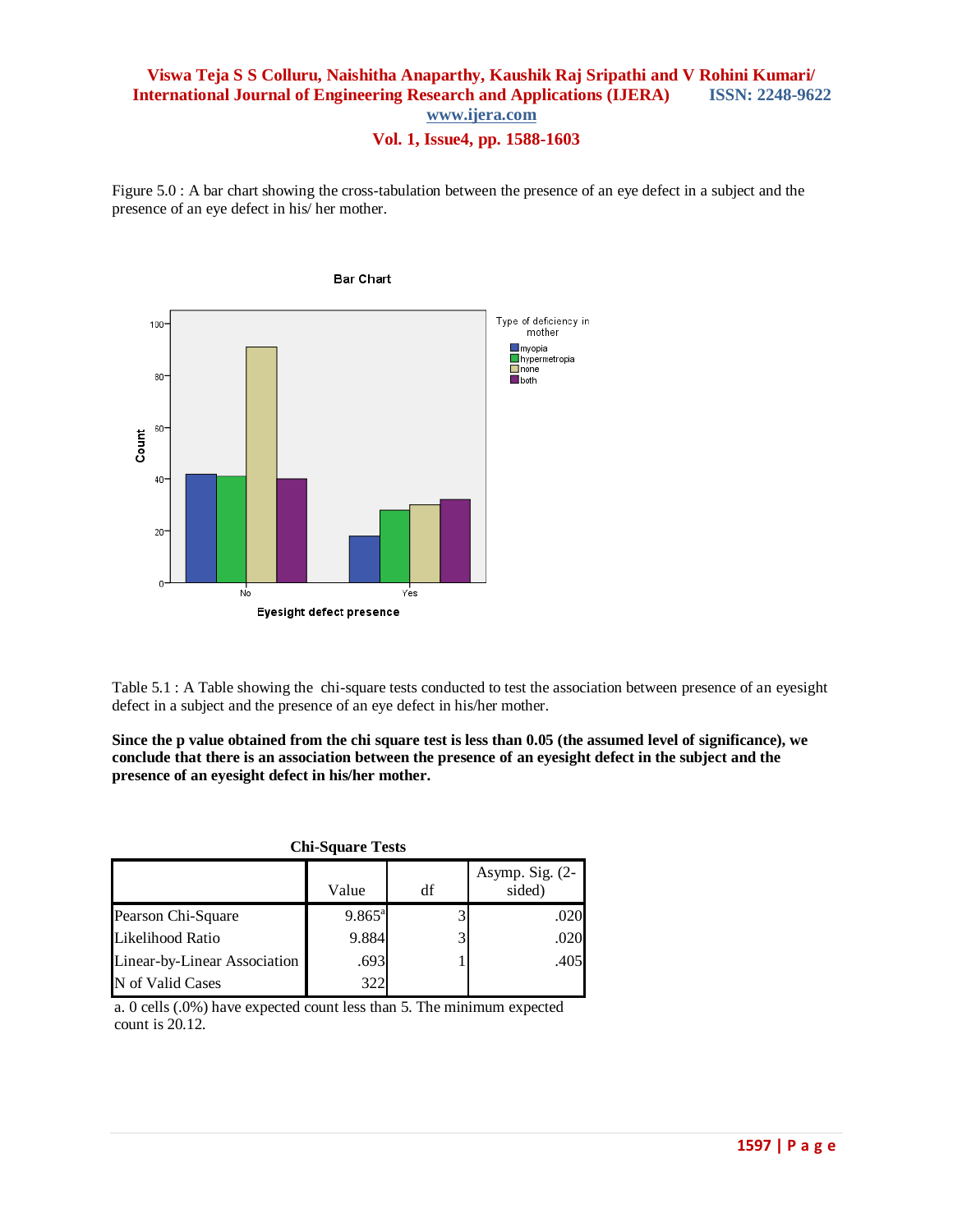Figure 5.0 : A bar chart showing the cross-tabulation between the presence of an eye defect in a subject and the presence of an eye defect in his/ her mother.

Table 5.1 : A Table showing the chi-square tests conducted to test the association between presence of an eyesight defect in a subject and the presence of an eye defect in his/her mother.

**Since the p value obtained from the chi square test is less than 0.05 (the assumed level of significance), we conclude that there is an association between the presence of an eyesight defect in the subject and the presence of an eyesight defect in his/her mother.**

**Chi-Square Tests**

| | Value | df | Asymp. Sig. (2-sided) |
|---|---|---|---|
| Pearson Chi-Square | 9.865[a] | 3 | .020 |
| Likelihood Ratio | 9.884 | 3 | .020 |
| Linear-by-Linear Association | .693 | 1 | .405 |
| N of Valid Cases | 322 | | |

a. 0 cells (.0%) have expected count less than 5. The minimum expected count is 20.12.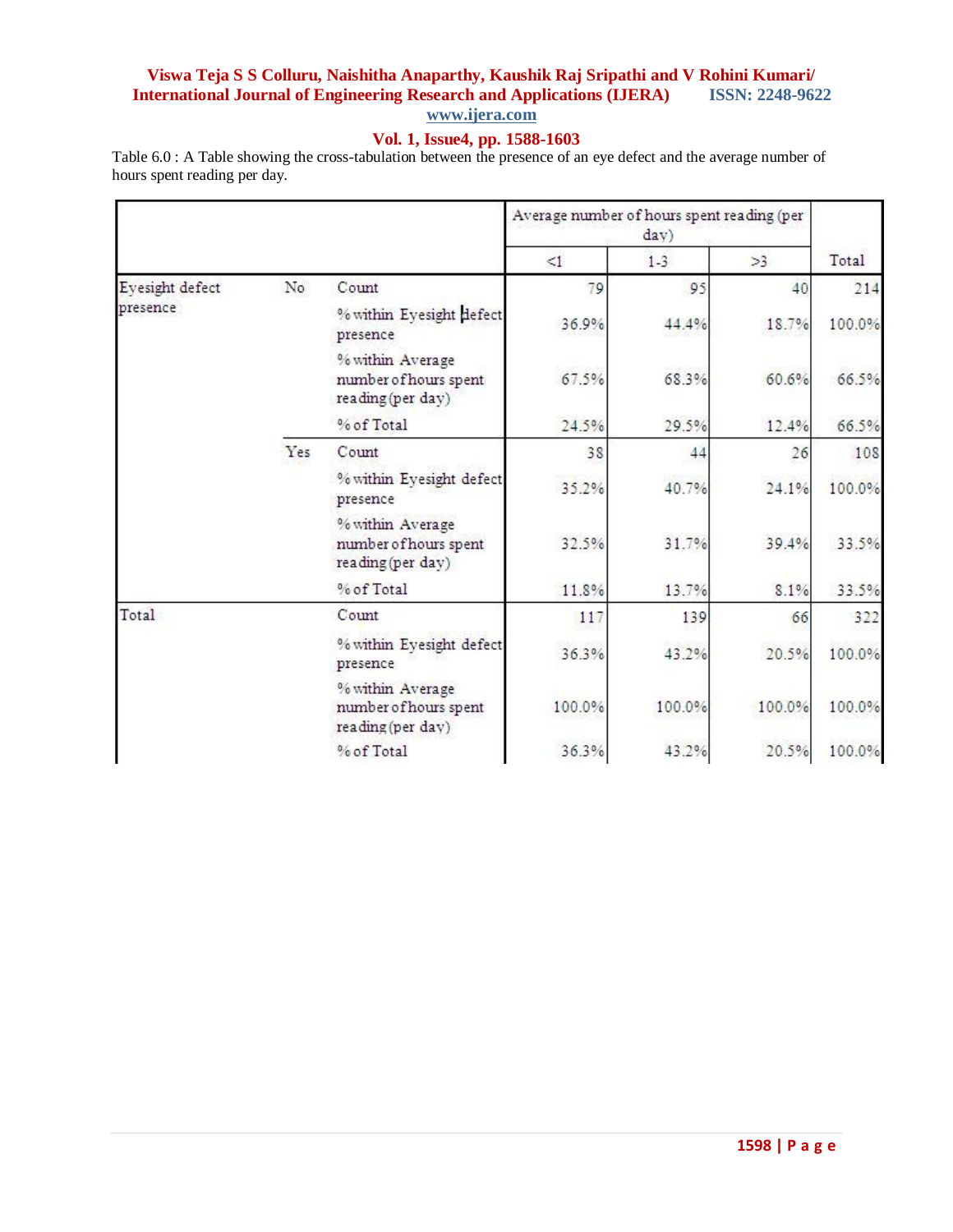Table 6.0 : A Table showing the cross-tabulation between the presence of an eye defect and the average number of hours spent reading per day.

| | | | Average number of hours spent reading (per day) | | | Total |
|---|---|---|---|---|---|---|
| | | | <1 | 1-3 | >3 | |
| Eyesight defect presence | No | Count | 79 | 95 | 40 | 214 |
| | | % within Eyesight defect presence | 36.9% | 44.4% | 18.7% | 100.0% |
| | | % within Average number of hours spent reading (per day) | 67.5% | 68.3% | 60.6% | 66.5% |
| | | % of Total | 24.5% | 29.5% | 12.4% | 66.5% |
| | Yes | Count | 38 | 44 | 26 | 108 |
| | | % within Eyesight defect presence | 35.2% | 40.7% | 24.1% | 100.0% |
| | | % within Average number of hours spent reading (per day) | 32.5% | 31.7% | 39.4% | 33.5% |
| | | % of Total | 11.8% | 13.7% | 8.1% | 33.5% |
| Total | | Count | 117 | 139 | 66 | 322 |
| | | % within Eyesight defect presence | 36.3% | 43.2% | 20.5% | 100.0% |
| | | % within Average number of hours spent reading (per day) | 100.0% | 100.0% | 100.0% | 100.0% |
| | | % of Total | 36.3% | 43.2% | 20.5% | 100.0% |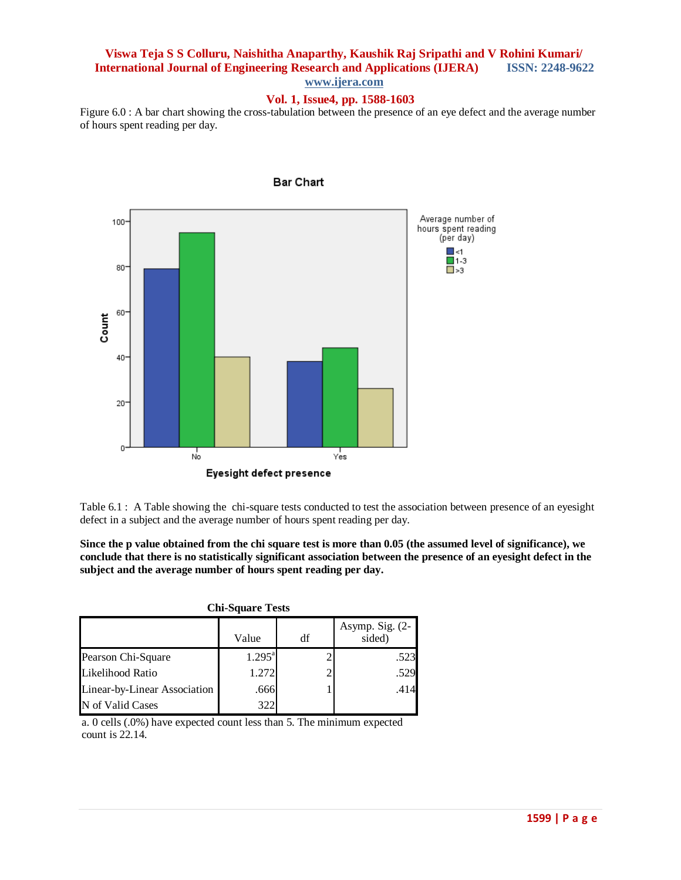Figure 6.0 : A bar chart showing the cross-tabulation between the presence of an eye defect and the average number of hours spent reading per day.

Table 6.1 : A Table showing the chi-square tests conducted to test the association between presence of an eyesight defect in a subject and the average number of hours spent reading per day.

**Since the p value obtained from the chi square test is more than 0.05 (the assumed level of significance), we conclude that there is no statistically significant association between the presence of an eyesight defect in the subject and the average number of hours spent reading per day.**

**Chi-Square Tests**

| | Value | df | Asymp. Sig. (2-sided) |
|---|---|---|---|
| Pearson Chi-Square | 1.295[a] | 2 | .523 |
| Likelihood Ratio | 1.272 | 2 | .529 |
| Linear-by-Linear Association | .666 | 1 | .414 |
| N of Valid Cases | 322 | | |

a. 0 cells (.0%) have expected count less than 5. The minimum expected count is 22.14.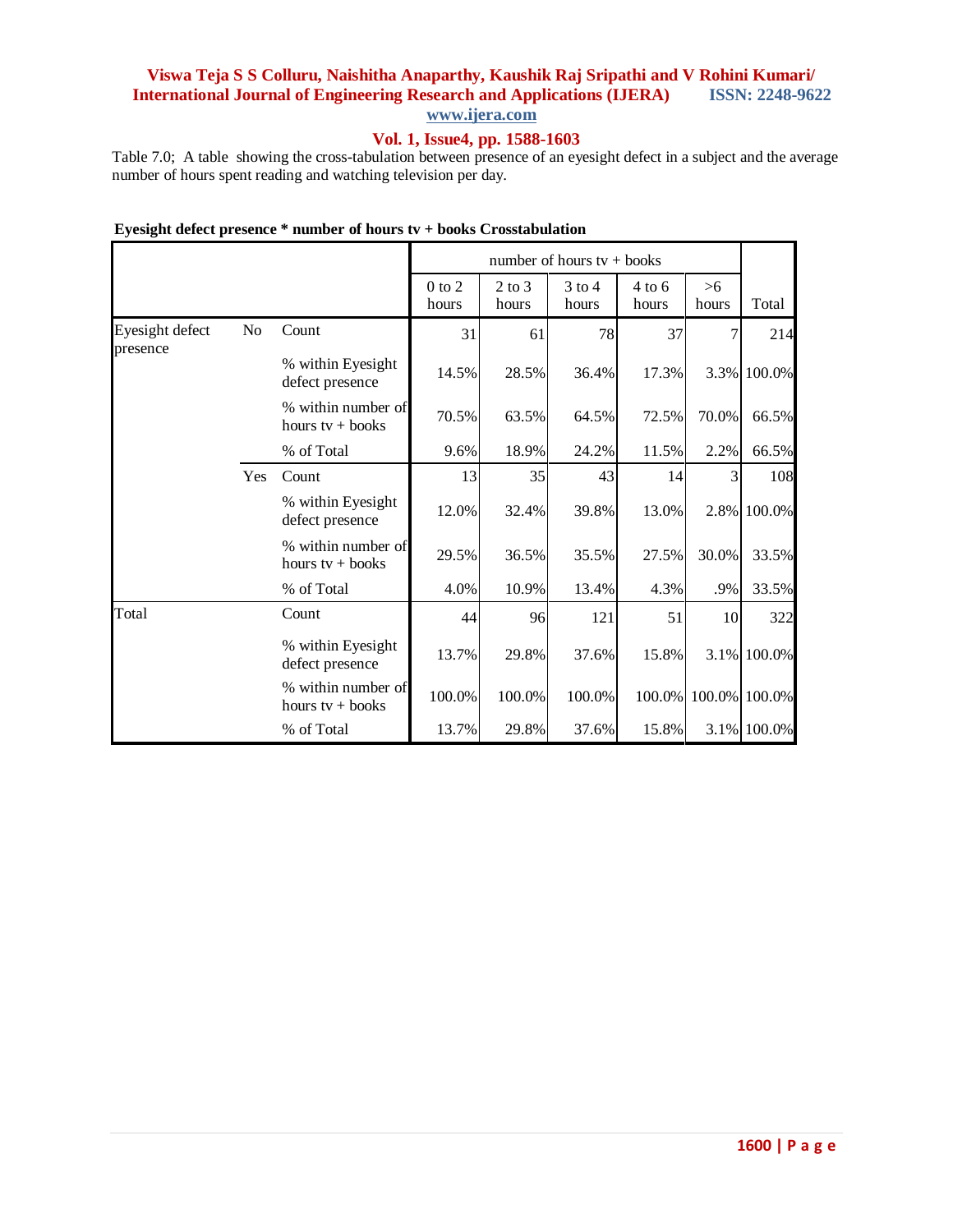Table 7.0; A table showing the cross-tabulation between presence of an eyesight defect in a subject and the average number of hours spent reading and watching television per day.

**Eyesight defect presence * number of hours tv + books Crosstabulation**

| | | | number of hours tv + books | | | | | Total |
|---|---|---|---|---|---|---|---|---|
| | | | 0 to 2 hours | 2 to 3 hours | 3 to 4 hours | 4 to 6 hours | >6 hours | |
| Eyesight defect presence | No | Count | 31 | 61 | 78 | 37 | 7 | 214 |
| | | % within Eyesight defect presence | 14.5% | 28.5% | 36.4% | 17.3% | 3.3% | 100.0% |
| | | % within number of hours tv + books | 70.5% | 63.5% | 64.5% | 72.5% | 70.0% | 66.5% |
| | | % of Total | 9.6% | 18.9% | 24.2% | 11.5% | 2.2% | 66.5% |
| | Yes | Count | 13 | 35 | 43 | 14 | 3 | 108 |
| | | % within Eyesight defect presence | 12.0% | 32.4% | 39.8% | 13.0% | 2.8% | 100.0% |
| | | % within number of hours tv + books | 29.5% | 36.5% | 35.5% | 27.5% | 30.0% | 33.5% |
| | | % of Total | 4.0% | 10.9% | 13.4% | 4.3% | .9% | 33.5% |
| Total | | Count | 44 | 96 | 121 | 51 | 10 | 322 |
| | | % within Eyesight defect presence | 13.7% | 29.8% | 37.6% | 15.8% | 3.1% | 100.0% |
| | | % within number of hours tv + books | 100.0% | 100.0% | 100.0% | 100.0% | 100.0% | 100.0% |
| | | % of Total | 13.7% | 29.8% | 37.6% | 15.8% | 3.1% | 100.0% |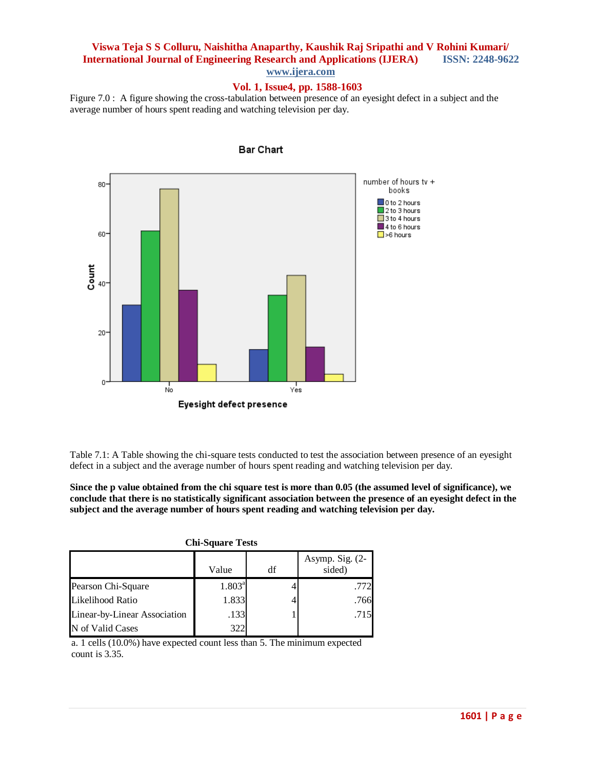Figure 7.0 : A figure showing the cross-tabulation between presence of an eyesight defect in a subject and the average number of hours spent reading and watching television per day.

Table 7.1: A Table showing the chi-square tests conducted to test the association between presence of an eyesight defect in a subject and the average number of hours spent reading and watching television per day.

**Since the p value obtained from the chi square test is more than 0.05 (the assumed level of significance), we conclude that there is no statistically significant association between the presence of an eyesight defect in the subject and the average number of hours spent reading and watching television per day.**

**Chi-Square Tests**

| | Value | df | Asymp. Sig. (2-sided) |
|---|---|---|---|
| Pearson Chi-Square | 1.803[a] | 4 | .772 |
| Likelihood Ratio | 1.833 | 4 | .766 |
| Linear-by-Linear Association | .133 | 1 | .715 |
| N of Valid Cases | 322 | | |

a. 1 cells (10.0%) have expected count less than 5. The minimum expected count is 3.35.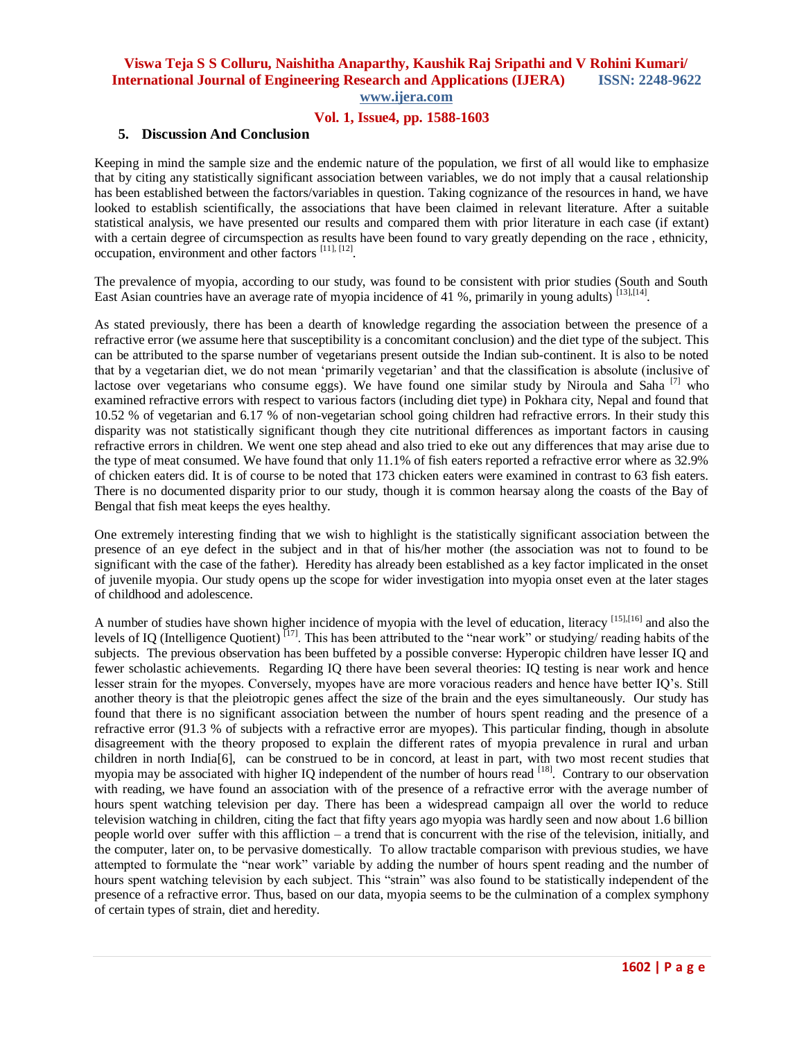## 5. Discussion And Conclusion

Keeping in mind the sample size and the endemic nature of the population, we first of all would like to emphasize that by citing any statistically significant association between variables, we do not imply that a causal relationship has been established between the factors/variables in question. Taking cognizance of the resources in hand, we have looked to establish scientifically, the associations that have been claimed in relevant literature. After a suitable statistical analysis, we have presented our results and compared them with prior literature in each case (if extant) with a certain degree of circumspection as results have been found to vary greatly depending on the race , ethnicity, occupation, environment and other factors [11], [12].

The prevalence of myopia, according to our study, was found to be consistent with prior studies (South and South East Asian countries have an average rate of myopia incidence of 41 %, primarily in young adults) [13],[14].

As stated previously, there has been a dearth of knowledge regarding the association between the presence of a refractive error (we assume here that susceptibility is a concomitant conclusion) and the diet type of the subject. This can be attributed to the sparse number of vegetarians present outside the Indian sub-continent. It is also to be noted that by a vegetarian diet, we do not mean 'primarily vegetarian' and that the classification is absolute (inclusive of lactose over vegetarians who consume eggs). We have found one similar study by Niroula and Saha [7] who examined refractive errors with respect to various factors (including diet type) in Pokhara city, Nepal and found that 10.52 % of vegetarian and 6.17 % of non-vegetarian school going children had refractive errors. In their study this disparity was not statistically significant though they cite nutritional differences as important factors in causing refractive errors in children. We went one step ahead and also tried to eke out any differences that may arise due to the type of meat consumed. We have found that only 11.1% of fish eaters reported a refractive error where as 32.9% of chicken eaters did. It is of course to be noted that 173 chicken eaters were examined in contrast to 63 fish eaters. There is no documented disparity prior to our study, though it is common hearsay along the coasts of the Bay of Bengal that fish meat keeps the eyes healthy.

One extremely interesting finding that we wish to highlight is the statistically significant association between the presence of an eye defect in the subject and in that of his/her mother (the association was not to found to be significant with the case of the father). Heredity has already been established as a key factor implicated in the onset of juvenile myopia. Our study opens up the scope for wider investigation into myopia onset even at the later stages of childhood and adolescence.

A number of studies have shown higher incidence of myopia with the level of education, literacy [15],[16] and also the levels of IQ (Intelligence Quotient) [17]. This has been attributed to the "near work" or studying/ reading habits of the subjects. The previous observation has been buffeted by a possible converse: Hyperopic children have lesser IQ and fewer scholastic achievements. Regarding IQ there have been several theories: IQ testing is near work and hence lesser strain for the myopes. Conversely, myopes have are more voracious readers and hence have better IQ's. Still another theory is that the pleiotropic genes affect the size of the brain and the eyes simultaneously. Our study has found that there is no significant association between the number of hours spent reading and the presence of a refractive error (91.3 % of subjects with a refractive error are myopes). This particular finding, though in absolute disagreement with the theory proposed to explain the different rates of myopia prevalence in rural and urban children in north India[6], can be construed to be in concord, at least in part, with two most recent studies that myopia may be associated with higher IQ independent of the number of hours read [18]. Contrary to our observation with reading, we have found an association with of the presence of a refractive error with the average number of hours spent watching television per day. There has been a widespread campaign all over the world to reduce television watching in children, citing the fact that fifty years ago myopia was hardly seen and now about 1.6 billion people world over suffer with this affliction – a trend that is concurrent with the rise of the television, initially, and the computer, later on, to be pervasive domestically. To allow tractable comparison with previous studies, we have attempted to formulate the "near work" variable by adding the number of hours spent reading and the number of hours spent watching television by each subject. This "strain" was also found to be statistically independent of the presence of a refractive error. Thus, based on our data, myopia seems to be the culmination of a complex symphony of certain types of strain, diet and heredity.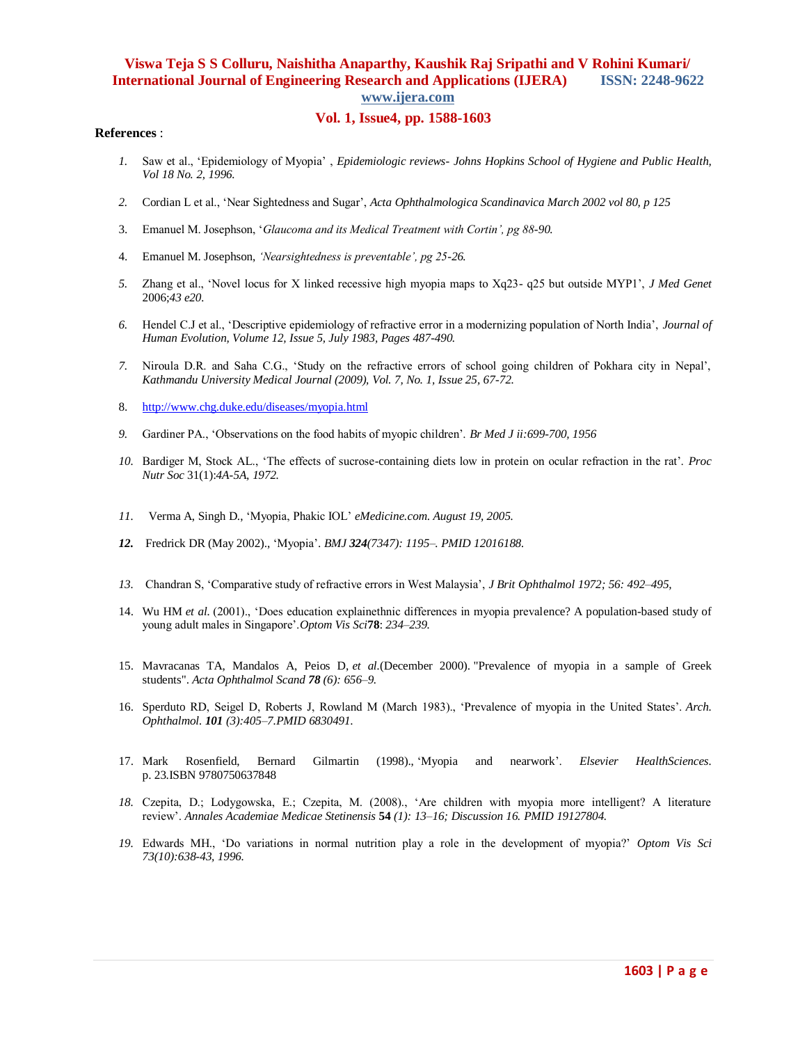**References** :

1. Saw et al., 'Epidemiology of Myopia' , *Epidemiologic reviews- Johns Hopkins School of Hygiene and Public Health, Vol 18 No. 2, 1996.*

2. Cordian L et al., 'Near Sightedness and Sugar', *Acta Ophthalmologica Scandinavica March 2002 vol 80, p 125*

3. Emanuel M. Josephson, '*Glaucoma and its Medical Treatment with Cortin', pg 88-90.*

4. Emanuel M. Josephson, *'Nearsightedness is preventable', pg 25-26.*

5. Zhang et al., 'Novel locus for X linked recessive high myopia maps to Xq23- q25 but outside MYP1', *J Med Genet* 2006;*43 e20.*

6. Hendel C.J et al., 'Descriptive epidemiology of refractive error in a modernizing population of North India', *Journal of Human Evolution, Volume 12, Issue 5, July 1983, Pages 487-490.*

7. Niroula D.R. and Saha C.G., 'Study on the refractive errors of school going children of Pokhara city in Nepal', *Kathmandu University Medical Journal (2009), Vol. 7, No. 1, Issue 25, 67-72.*

8. http://www.chg.duke.edu/diseases/myopia.html

9. Gardiner PA., 'Observations on the food habits of myopic children'. *Br Med J ii:699-700, 1956*

10. Bardiger M, Stock AL., 'The effects of sucrose-containing diets low in protein on ocular refraction in the rat'. *Proc Nutr Soc* 31(1):*4A-5A, 1972.*

11. Verma A, Singh D., 'Myopia, Phakic IOL' *eMedicine.com. August 19, 2005.*

12. Fredrick DR (May 2002)., 'Myopia'. *BMJ* ***324****(7347): 1195–. PMID 12016188.*

13. Chandran S, 'Comparative study of refractive errors in West Malaysia', *J Brit Ophthalmol 1972; 56: 492–495,*

14. Wu HM *et al.* (2001)., 'Does education explainethnic differences in myopia prevalence? A population-based study of young adult males in Singapore'.*Optom Vis Sci***78**: *234–239.*

15. Mavracanas TA, Mandalos A, Peios D, *et al.*(December 2000). "Prevalence of myopia in a sample of Greek students". *Acta Ophthalmol Scand* ***78*** *(6): 656–9.*

16. Sperduto RD, Seigel D, Roberts J, Rowland M (March 1983)., 'Prevalence of myopia in the United States'. *Arch. Ophthalmol.* ***101*** *(3):405–7.PMID 6830491.*

17. Mark Rosenfield, Bernard Gilmartin (1998)., 'Myopia and nearwork'. *Elsevier HealthSciences*. p. 23.ISBN 9780750637848

18. Czepita, D.; Lodygowska, E.; Czepita, M. (2008)., 'Are children with myopia more intelligent? A literature review'. *Annales Academiae Medicae Stetinensis* **54** *(1): 13–16; Discussion 16. PMID 19127804.*

19. Edwards MH., 'Do variations in normal nutrition play a role in the development of myopia?' *Optom Vis Sci 73(10):638-43, 1996.*